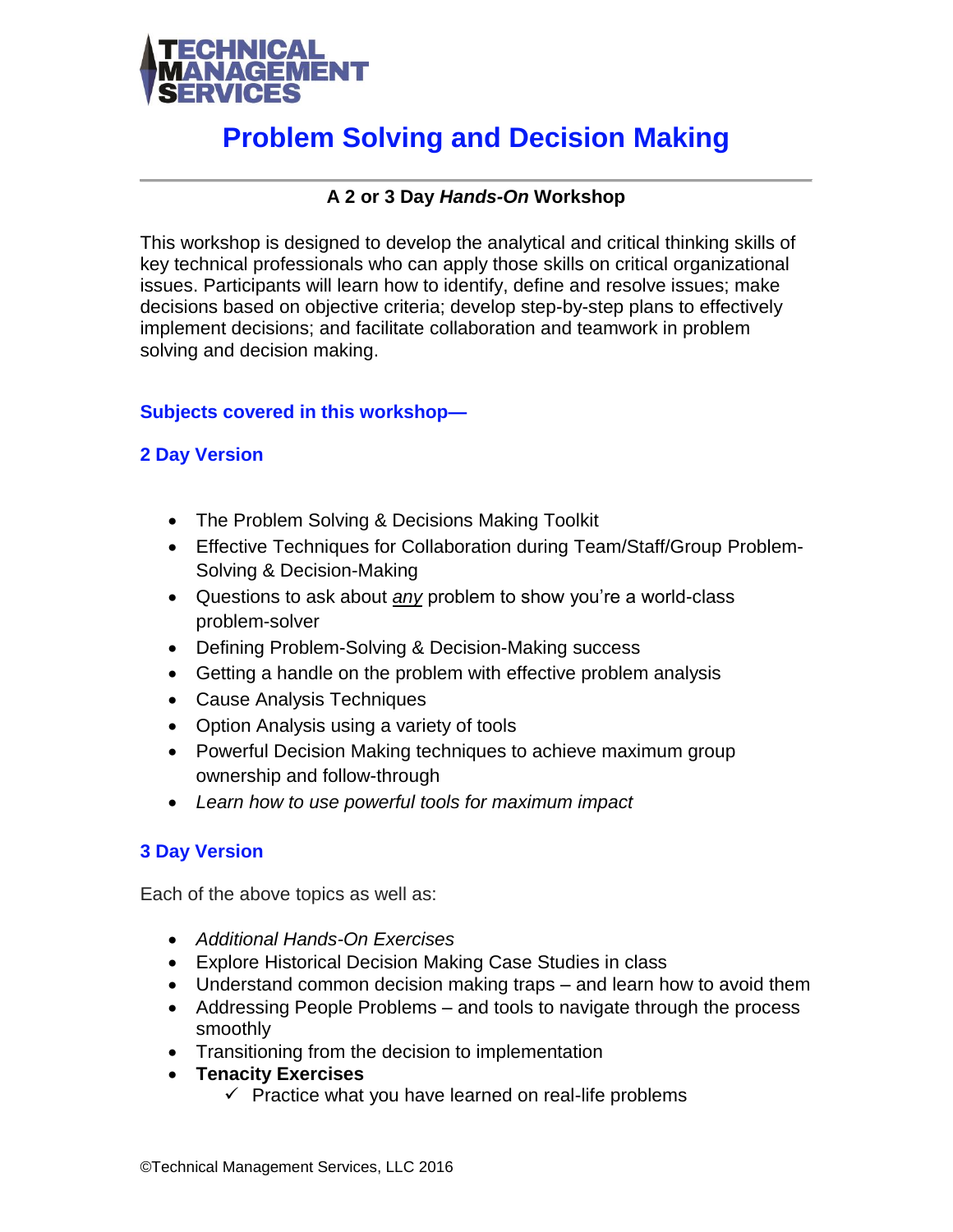TECHNICAL MANAGEMENT SERVICES

# Problem Solving and Decision Making

**A 2 or 3 Day *Hands-On* Workshop**

This workshop is designed to develop the analytical and critical thinking skills of key technical professionals who can apply those skills on critical organizational issues. Participants will learn how to identify, define and resolve issues; make decisions based on objective criteria; develop step-by-step plans to effectively implement decisions; and facilitate collaboration and teamwork in problem solving and decision making.

## Subjects covered in this workshop—

### 2 Day Version

- The Problem Solving & Decisions Making Toolkit
- Effective Techniques for Collaboration during Team/Staff/Group Problem-Solving & Decision-Making
- Questions to ask about ***any*** problem to show you're a world-class problem-solver
- Defining Problem-Solving & Decision-Making success
- Getting a handle on the problem with effective problem analysis
- Cause Analysis Techniques
- Option Analysis using a variety of tools
- Powerful Decision Making techniques to achieve maximum group ownership and follow-through
- *Learn how to use powerful tools for maximum impact*

### 3 Day Version

Each of the above topics as well as:

- *Additional Hands-On Exercises*
- Explore Historical Decision Making Case Studies in class
- Understand common decision making traps – and learn how to avoid them
- Addressing People Problems – and tools to navigate through the process smoothly
- Transitioning from the decision to implementation
- **Tenacity Exercises**
  - ✓ Practice what you have learned on real-life problems

©Technical Management Services, LLC 2016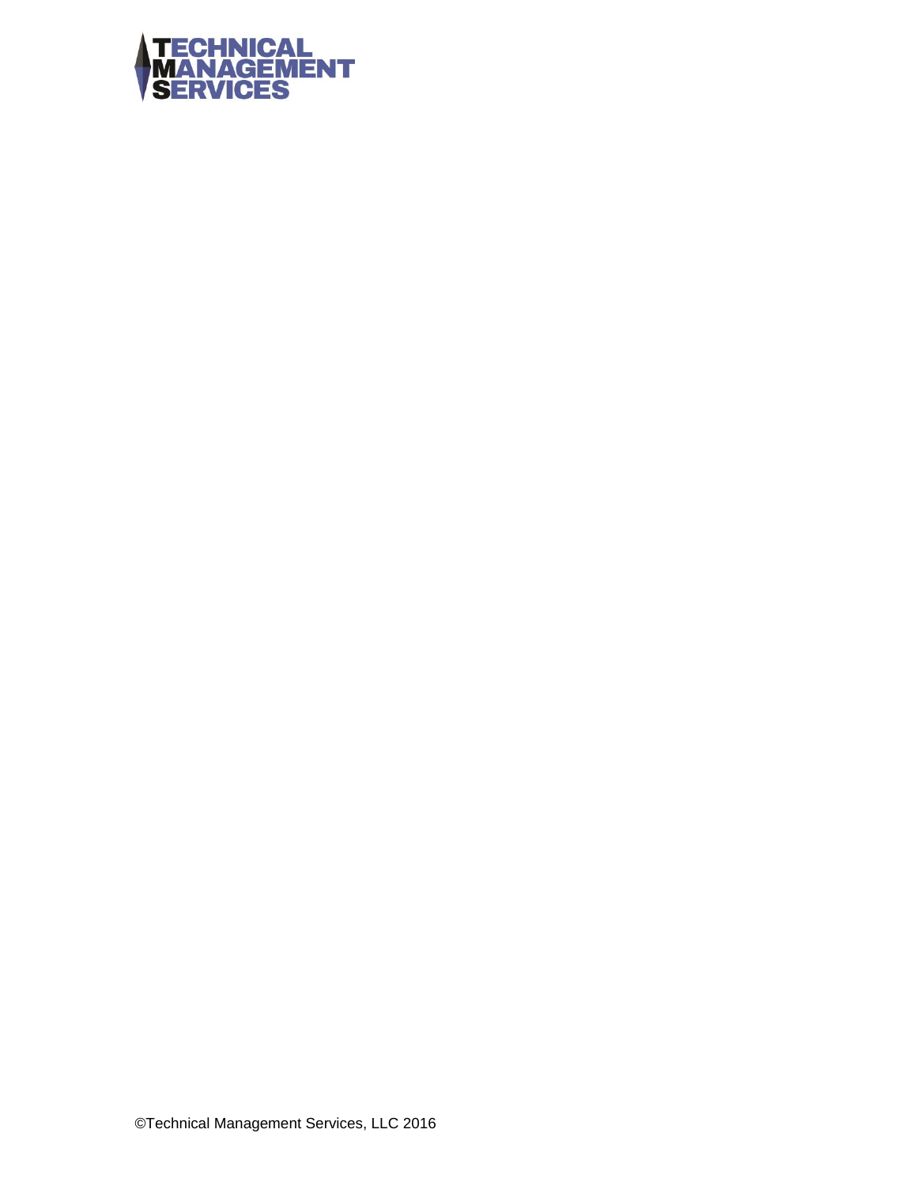TECHNICAL
MANAGEMENT
SERVICES

©Technical Management Services, LLC 2016